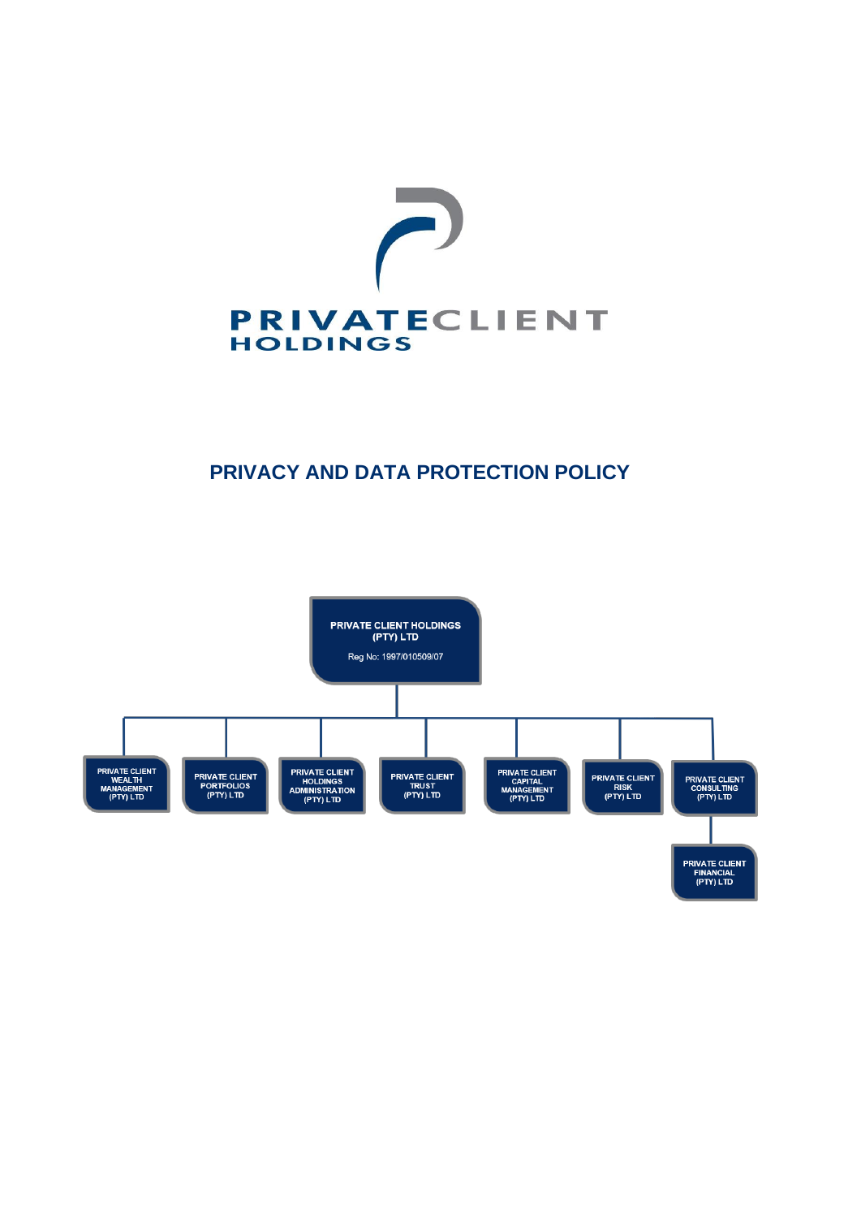PRIVATECLIENT
HOLDINGS

# PRIVACY AND DATA PROTECTION POLICY

PRIVATE CLIENT HOLDINGS (PTY) LTD
Reg No: 1997/010509/07

- PRIVATE CLIENT WEALTH MANAGEMENT (PTY) LTD
- PRIVATE CLIENT PORTFOLIOS (PTY) LTD
- PRIVATE CLIENT HOLDINGS ADMINISTRATION (PTY) LTD
- PRIVATE CLIENT TRUST (PTY) LTD
- PRIVATE CLIENT CAPITAL MANAGEMENT (PTY) LTD
- PRIVATE CLIENT RISK (PTY) LTD
- PRIVATE CLIENT CONSULTING (PTY) LTD
  - PRIVATE CLIENT FINANCIAL (PTY) LTD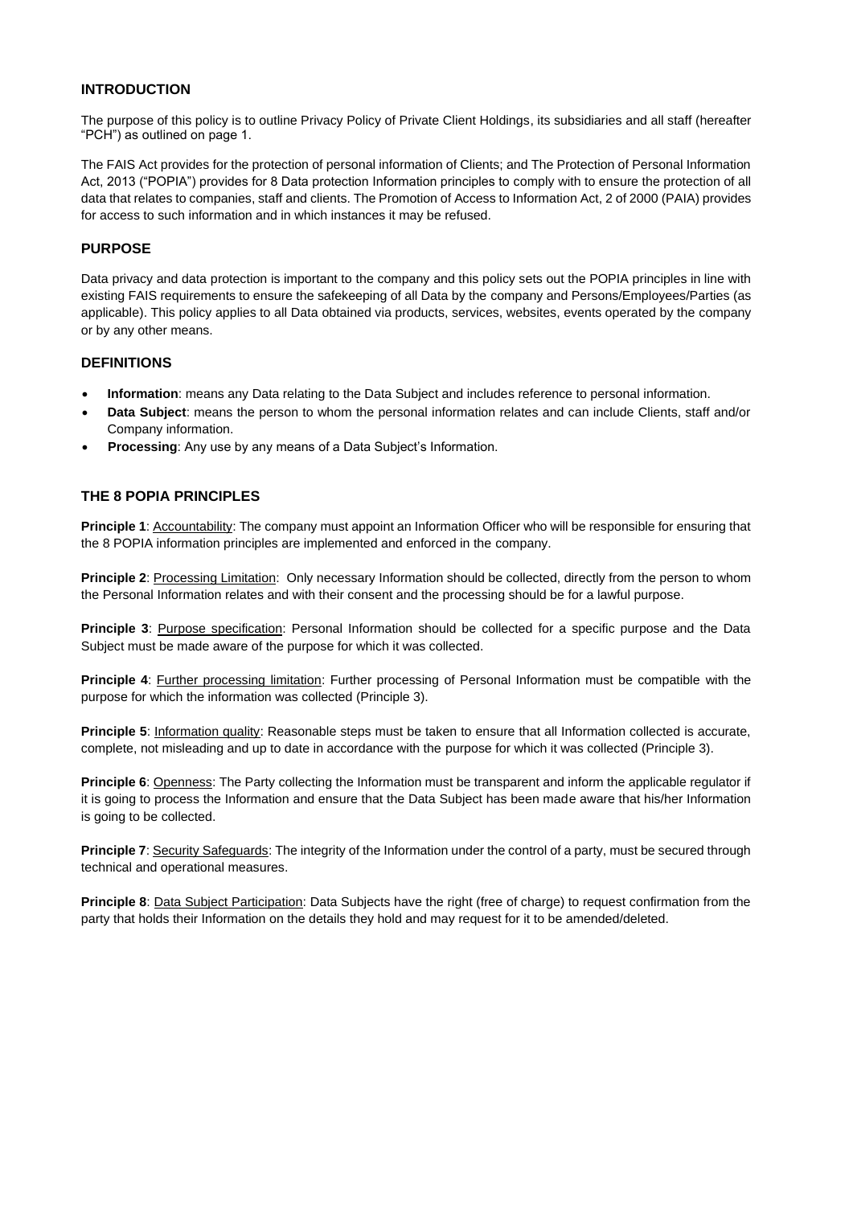## INTRODUCTION

The purpose of this policy is to outline Privacy Policy of Private Client Holdings, its subsidiaries and all staff (hereafter "PCH") as outlined on page 1.

The FAIS Act provides for the protection of personal information of Clients; and The Protection of Personal Information Act, 2013 ("POPIA") provides for 8 Data protection Information principles to comply with to ensure the protection of all data that relates to companies, staff and clients. The Promotion of Access to Information Act, 2 of 2000 (PAIA) provides for access to such information and in which instances it may be refused.

## PURPOSE

Data privacy and data protection is important to the company and this policy sets out the POPIA principles in line with existing FAIS requirements to ensure the safekeeping of all Data by the company and Persons/Employees/Parties (as applicable). This policy applies to all Data obtained via products, services, websites, events operated by the company or by any other means.

## DEFINITIONS

- **Information**: means any Data relating to the Data Subject and includes reference to personal information.
- **Data Subject**: means the person to whom the personal information relates and can include Clients, staff and/or Company information.
- **Processing**: Any use by any means of a Data Subject's Information.

## THE 8 POPIA PRINCIPLES

**Principle 1**: Accountability: The company must appoint an Information Officer who will be responsible for ensuring that the 8 POPIA information principles are implemented and enforced in the company.

**Principle 2**: Processing Limitation: Only necessary Information should be collected, directly from the person to whom the Personal Information relates and with their consent and the processing should be for a lawful purpose.

**Principle 3**: Purpose specification: Personal Information should be collected for a specific purpose and the Data Subject must be made aware of the purpose for which it was collected.

**Principle 4**: Further processing limitation: Further processing of Personal Information must be compatible with the purpose for which the information was collected (Principle 3).

**Principle 5**: Information quality: Reasonable steps must be taken to ensure that all Information collected is accurate, complete, not misleading and up to date in accordance with the purpose for which it was collected (Principle 3).

**Principle 6**: Openness: The Party collecting the Information must be transparent and inform the applicable regulator if it is going to process the Information and ensure that the Data Subject has been made aware that his/her Information is going to be collected.

**Principle 7**: Security Safeguards: The integrity of the Information under the control of a party, must be secured through technical and operational measures.

**Principle 8**: Data Subject Participation: Data Subjects have the right (free of charge) to request confirmation from the party that holds their Information on the details they hold and may request for it to be amended/deleted.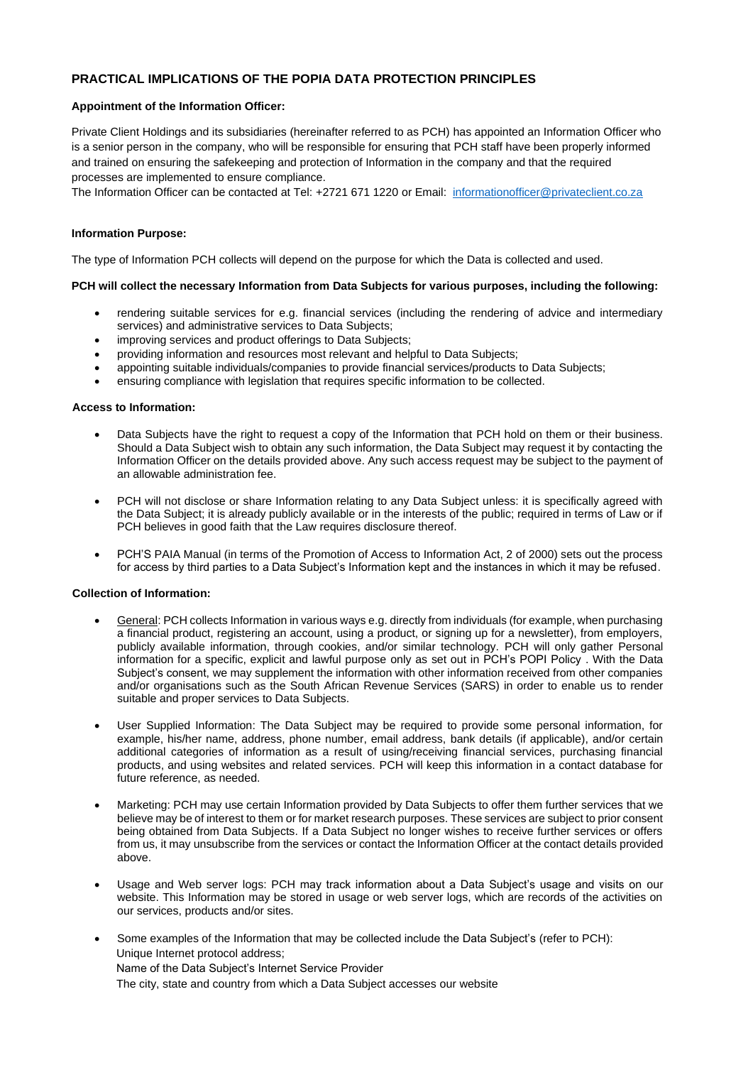## PRACTICAL IMPLICATIONS OF THE POPIA DATA PROTECTION PRINCIPLES

**Appointment of the Information Officer:**

Private Client Holdings and its subsidiaries (hereinafter referred to as PCH) has appointed an Information Officer who is a senior person in the company, who will be responsible for ensuring that PCH staff have been properly informed and trained on ensuring the safekeeping and protection of Information in the company and that the required processes are implemented to ensure compliance.
The Information Officer can be contacted at Tel: +2721 671 1220 or Email: [informationofficer@privateclient.co.za](mailto:informationofficer@privateclient.co.za)

**Information Purpose:**

The type of Information PCH collects will depend on the purpose for which the Data is collected and used.

**PCH will collect the necessary Information from Data Subjects for various purposes, including the following:**

- rendering suitable services for e.g. financial services (including the rendering of advice and intermediary services) and administrative services to Data Subjects;
- improving services and product offerings to Data Subjects;
- providing information and resources most relevant and helpful to Data Subjects;
- appointing suitable individuals/companies to provide financial services/products to Data Subjects;
- ensuring compliance with legislation that requires specific information to be collected.

**Access to Information:**

- Data Subjects have the right to request a copy of the Information that PCH hold on them or their business. Should a Data Subject wish to obtain any such information, the Data Subject may request it by contacting the Information Officer on the details provided above. Any such access request may be subject to the payment of an allowable administration fee.

- PCH will not disclose or share Information relating to any Data Subject unless: it is specifically agreed with the Data Subject; it is already publicly available or in the interests of the public; required in terms of Law or if PCH believes in good faith that the Law requires disclosure thereof.

- PCH'S PAIA Manual (in terms of the Promotion of Access to Information Act, 2 of 2000) sets out the process for access by third parties to a Data Subject's Information kept and the instances in which it may be refused.

**Collection of Information:**

- General: PCH collects Information in various ways e.g. directly from individuals (for example, when purchasing a financial product, registering an account, using a product, or signing up for a newsletter), from employers, publicly available information, through cookies, and/or similar technology. PCH will only gather Personal information for a specific, explicit and lawful purpose only as set out in PCH's POPI Policy . With the Data Subject's consent, we may supplement the information with other information received from other companies and/or organisations such as the South African Revenue Services (SARS) in order to enable us to render suitable and proper services to Data Subjects.

- User Supplied Information: The Data Subject may be required to provide some personal information, for example, his/her name, address, phone number, email address, bank details (if applicable), and/or certain additional categories of information as a result of using/receiving financial services, purchasing financial products, and using websites and related services. PCH will keep this information in a contact database for future reference, as needed.

- Marketing: PCH may use certain Information provided by Data Subjects to offer them further services that we believe may be of interest to them or for market research purposes. These services are subject to prior consent being obtained from Data Subjects. If a Data Subject no longer wishes to receive further services or offers from us, it may unsubscribe from the services or contact the Information Officer at the contact details provided above.

- Usage and Web server logs: PCH may track information about a Data Subject's usage and visits on our website. This Information may be stored in usage or web server logs, which are records of the activities on our services, products and/or sites.

- Some examples of the Information that may be collected include the Data Subject's (refer to PCH):
  Unique Internet protocol address;
  Name of the Data Subject's Internet Service Provider
  The city, state and country from which a Data Subject accesses our website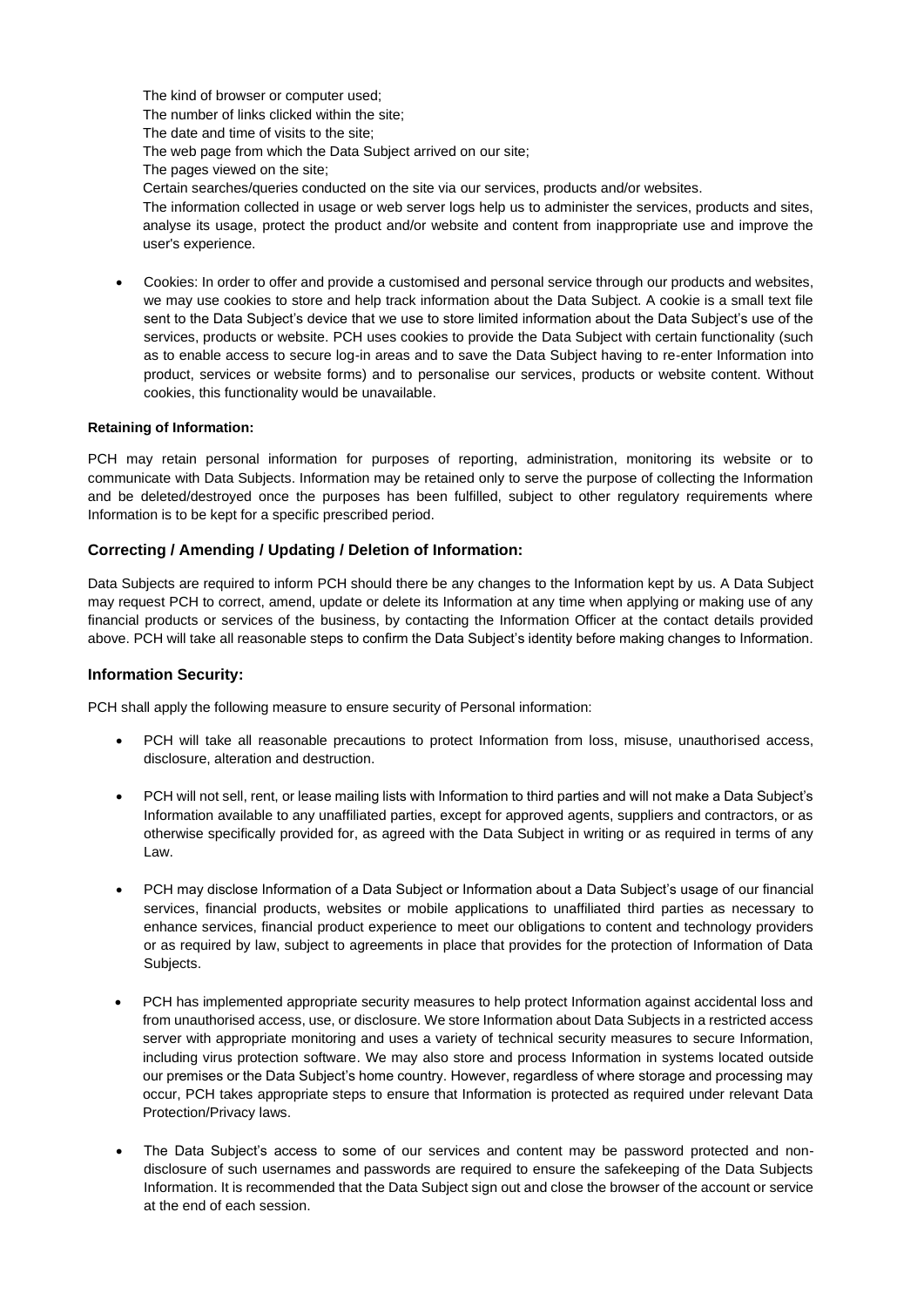The kind of browser or computer used;
The number of links clicked within the site;
The date and time of visits to the site;
The web page from which the Data Subject arrived on our site;
The pages viewed on the site;
Certain searches/queries conducted on the site via our services, products and/or websites.
The information collected in usage or web server logs help us to administer the services, products and sites, analyse its usage, protect the product and/or website and content from inappropriate use and improve the user's experience.

- Cookies: In order to offer and provide a customised and personal service through our products and websites, we may use cookies to store and help track information about the Data Subject. A cookie is a small text file sent to the Data Subject's device that we use to store limited information about the Data Subject's use of the services, products or website. PCH uses cookies to provide the Data Subject with certain functionality (such as to enable access to secure log-in areas and to save the Data Subject having to re-enter Information into product, services or website forms) and to personalise our services, products or website content. Without cookies, this functionality would be unavailable.

**Retaining of Information:**

PCH may retain personal information for purposes of reporting, administration, monitoring its website or to communicate with Data Subjects. Information may be retained only to serve the purpose of collecting the Information and be deleted/destroyed once the purposes has been fulfilled, subject to other regulatory requirements where Information is to be kept for a specific prescribed period.

### Correcting / Amending / Updating / Deletion of Information:

Data Subjects are required to inform PCH should there be any changes to the Information kept by us. A Data Subject may request PCH to correct, amend, update or delete its Information at any time when applying or making use of any financial products or services of the business, by contacting the Information Officer at the contact details provided above. PCH will take all reasonable steps to confirm the Data Subject's identity before making changes to Information.

### Information Security:

PCH shall apply the following measure to ensure security of Personal information:

- PCH will take all reasonable precautions to protect Information from loss, misuse, unauthorised access, disclosure, alteration and destruction.

- PCH will not sell, rent, or lease mailing lists with Information to third parties and will not make a Data Subject's Information available to any unaffiliated parties, except for approved agents, suppliers and contractors, or as otherwise specifically provided for, as agreed with the Data Subject in writing or as required in terms of any Law.

- PCH may disclose Information of a Data Subject or Information about a Data Subject's usage of our financial services, financial products, websites or mobile applications to unaffiliated third parties as necessary to enhance services, financial product experience to meet our obligations to content and technology providers or as required by law, subject to agreements in place that provides for the protection of Information of Data Subjects.

- PCH has implemented appropriate security measures to help protect Information against accidental loss and from unauthorised access, use, or disclosure. We store Information about Data Subjects in a restricted access server with appropriate monitoring and uses a variety of technical security measures to secure Information, including virus protection software. We may also store and process Information in systems located outside our premises or the Data Subject's home country. However, regardless of where storage and processing may occur, PCH takes appropriate steps to ensure that Information is protected as required under relevant Data Protection/Privacy laws.

- The Data Subject's access to some of our services and content may be password protected and non-disclosure of such usernames and passwords are required to ensure the safekeeping of the Data Subjects Information. It is recommended that the Data Subject sign out and close the browser of the account or service at the end of each session.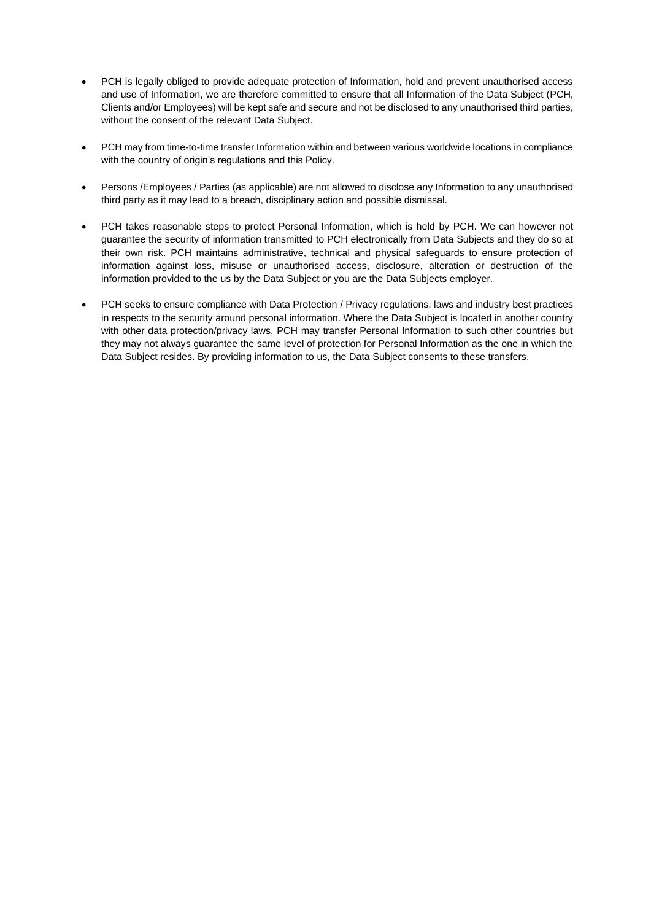- PCH is legally obliged to provide adequate protection of Information, hold and prevent unauthorised access and use of Information, we are therefore committed to ensure that all Information of the Data Subject (PCH, Clients and/or Employees) will be kept safe and secure and not be disclosed to any unauthorised third parties, without the consent of the relevant Data Subject.

- PCH may from time-to-time transfer Information within and between various worldwide locations in compliance with the country of origin's regulations and this Policy.

- Persons /Employees / Parties (as applicable) are not allowed to disclose any Information to any unauthorised third party as it may lead to a breach, disciplinary action and possible dismissal.

- PCH takes reasonable steps to protect Personal Information, which is held by PCH. We can however not guarantee the security of information transmitted to PCH electronically from Data Subjects and they do so at their own risk. PCH maintains administrative, technical and physical safeguards to ensure protection of information against loss, misuse or unauthorised access, disclosure, alteration or destruction of the information provided to the us by the Data Subject or you are the Data Subjects employer.

- PCH seeks to ensure compliance with Data Protection / Privacy regulations, laws and industry best practices in respects to the security around personal information. Where the Data Subject is located in another country with other data protection/privacy laws, PCH may transfer Personal Information to such other countries but they may not always guarantee the same level of protection for Personal Information as the one in which the Data Subject resides. By providing information to us, the Data Subject consents to these transfers.